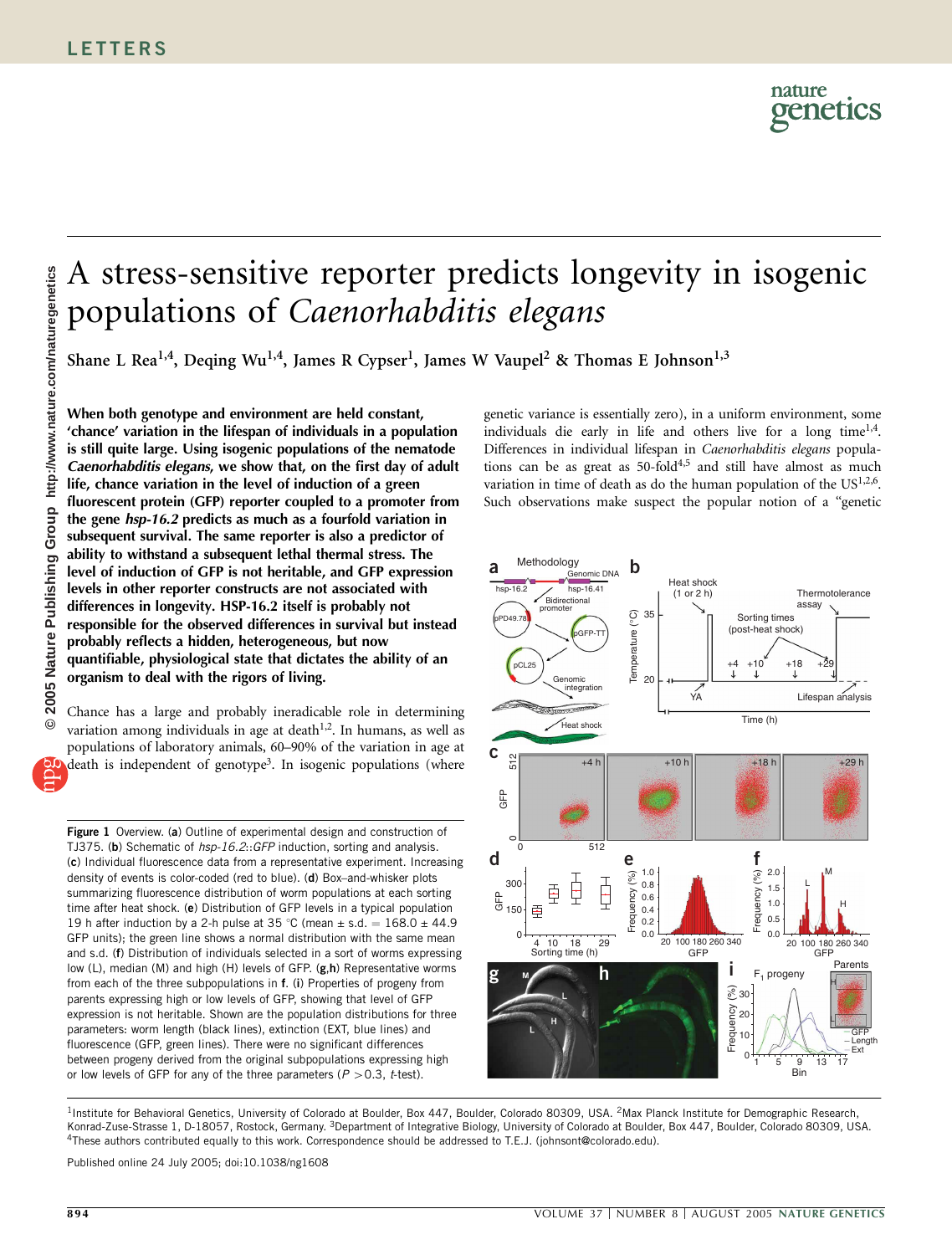# A stress-sensitive reporter predicts longevity in isogenic populations of *Caenorhabditis elegans*

Shane L Rea[1,4], Deqing Wu[1,4], James R Cypser[1], James W Vaupel[2] & Thomas E Johnson[1,3]

**When both genotype and environment are held constant, 'chance' variation in the lifespan of individuals in a population is still quite large. Using isogenic populations of the nematode *Caenorhabditis elegans*, we show that, on the first day of adult life, chance variation in the level of induction of a green fluorescent protein (GFP) reporter coupled to a promoter from the gene *hsp-16.2* predicts as much as a fourfold variation in subsequent survival. The same reporter is also a predictor of ability to withstand a subsequent lethal thermal stress. The level of induction of GFP is not heritable, and GFP expression levels in other reporter constructs are not associated with differences in longevity. HSP-16.2 itself is probably not responsible for the observed differences in survival but instead probably reflects a hidden, heterogeneous, but now quantifiable, physiological state that dictates the ability of an organism to deal with the rigors of living.**

Chance has a large and probably ineradicable role in determining variation among individuals in age at death[1,2]. In humans, as well as populations of laboratory animals, 60–90% of the variation in age at death is independent of genotype[3]. In isogenic populations (where genetic variance is essentially zero), in a uniform environment, some individuals die early in life and others live for a long time[1,4]. Differences in individual lifespan in *Caenorhabditis elegans* populations can be as great as 50-fold[4,5] and still have almost as much variation in time of death as do the human population of the US[1,2,6]. Such observations make suspect the popular notion of a "genetic

**Figure 1** Overview. (**a**) Outline of experimental design and construction of TJ375. (**b**) Schematic of *hsp-16.2*::*GFP* induction, sorting and analysis. (**c**) Individual fluorescence data from a representative experiment. Increasing density of events is color-coded (red to blue). (**d**) Box–and-whisker plots summarizing fluorescence distribution of worm populations at each sorting time after heat shock. (**e**) Distribution of GFP levels in a typical population 19 h after induction by a 2-h pulse at 35 °C (mean ± s.d. = 168.0 ± 44.9 GFP units); the green line shows a normal distribution with the same mean and s.d. (**f**) Distribution of individuals selected in a sort of worms expressing low (L), median (M) and high (H) levels of GFP. (**g**,**h**) Representative worms from each of the three subpopulations in **f**. (**i**) Properties of progeny from parents expressing high or low levels of GFP, showing that level of GFP expression is not heritable. Shown are the population distributions for three parameters: worm length (black lines), extinction (EXT, blue lines) and fluorescence (GFP, green lines). There were no significant differences between progeny derived from the original subpopulations expressing high or low levels of GFP for any of the three parameters ($P > 0.3$, *t*-test).

[1]Institute for Behavioral Genetics, University of Colorado at Boulder, Box 447, Boulder, Colorado 80309, USA. [2]Max Planck Institute for Demographic Research, Konrad-Zuse-Strasse 1, D-18057, Rostock, Germany. [3]Department of Integrative Biology, University of Colorado at Boulder, Box 447, Boulder, Colorado 80309, USA. [4]These authors contributed equally to this work. Correspondence should be addressed to T.E.J. (johnsont@colorado.edu).

Published online 24 July 2005; doi:10.1038/ng1608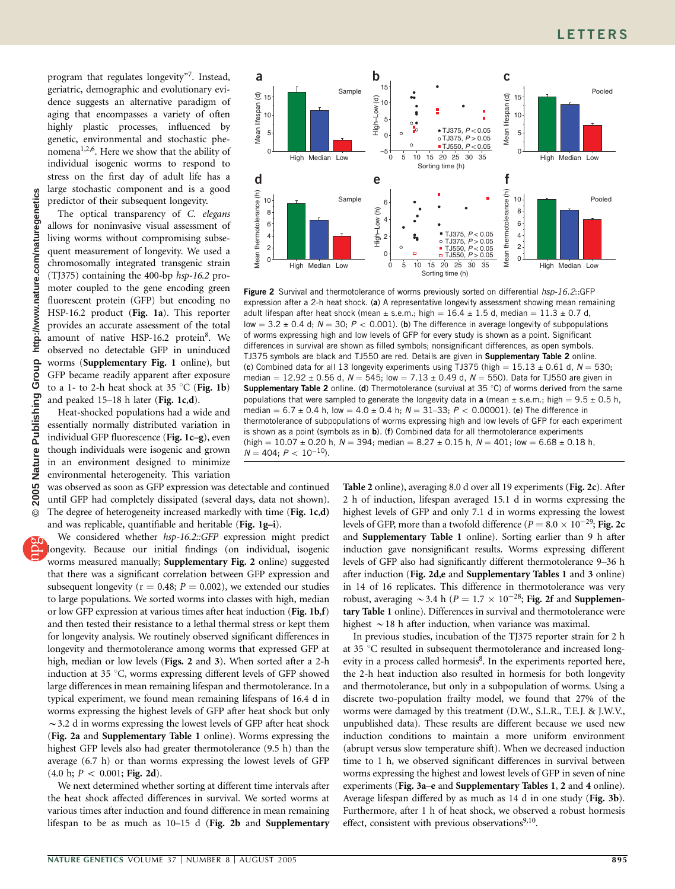program that regulates longevity"[7]. Instead, geriatric, demographic and evolutionary evidence suggests an alternative paradigm of aging that encompasses a variety of often highly plastic processes, influenced by genetic, environmental and stochastic phenomena[1,2,6]. Here we show that the ability of individual isogenic worms to respond to stress on the first day of adult life has a large stochastic component and is a good predictor of their subsequent longevity.

The optical transparency of *C. elegans* allows for noninvasive visual assessment of living worms without compromising subsequent measurement of longevity. We used a chromosomally integrated transgenic strain (TJ375) containing the 400-bp *hsp-16.2* promoter coupled to the gene encoding green fluorescent protein (GFP) but encoding no HSP-16.2 product (**Fig. 1a**). This reporter provides an accurate assessment of the total amount of native HSP-16.2 protein[8]. We observed no detectable GFP in uninduced worms (**Supplementary Fig. 1** online), but GFP became readily apparent after exposure to a 1- to 2-h heat shock at 35 °C (**Fig. 1b**) and peaked 15–18 h later (**Fig. 1c**,**d**).

Heat-shocked populations had a wide and essentially normally distributed variation in individual GFP fluorescence (**Fig. 1c–g**), even though individuals were isogenic and grown in an environment designed to minimize environmental heterogeneity. This variation was observed as soon as GFP expression was detectable and continued until GFP had completely dissipated (several days, data not shown). The degree of heterogeneity increased markedly with time (**Fig. 1c,d**) and was replicable, quantifiable and heritable (**Fig. 1g–i**).

We considered whether *hsp-16.2::GFP* expression might predict longevity. Because our initial findings (on individual, isogenic worms measured manually; **Supplementary Fig. 2** online) suggested that there was a significant correlation between GFP expression and subsequent longevity ($r = 0.48$; $P = 0.002$), we extended our studies to large populations. We sorted worms into classes with high, median or low GFP expression at various times after heat induction (**Fig. 1b,f**) and then tested their resistance to a lethal thermal stress or kept them for longevity analysis. We routinely observed significant differences in longevity and thermotolerance among worms that expressed GFP at high, median or low levels (**Figs. 2** and **3**). When sorted after a 2-h induction at 35 °C, worms expressing different levels of GFP showed large differences in mean remaining lifespan and thermotolerance. In a typical experiment, we found mean remaining lifespans of 16.4 d in worms expressing the highest levels of GFP after heat shock but only ~3.2 d in worms expressing the lowest levels of GFP after heat shock (**Fig. 2a** and **Supplementary Table 1** online). Worms expressing the highest GFP levels also had greater thermotolerance (9.5 h) than the average (6.7 h) or than worms expressing the lowest levels of GFP (4.0 h; $P < 0.001$; **Fig. 2d**).

We next determined whether sorting at different time intervals after the heat shock affected differences in survival. We sorted worms at various times after induction and found difference in mean remaining lifespan to be as much as 10–15 d (**Fig. 2b** and **Supplementary Table 2** online), averaging 8.0 d over all 19 experiments (**Fig. 2c**). After 2 h of induction, lifespan averaged 15.1 d in worms expressing the highest levels of GFP and only 7.1 d in worms expressing the lowest levels of GFP, more than a twofold difference ($P = 8.0 \times 10^{-29}$; **Fig. 2c** and **Supplementary Table 1** online). Sorting earlier than 9 h after induction gave nonsignificant results. Worms expressing different levels of GFP also had significantly different thermotolerance 9–36 h after induction (**Fig. 2d,e** and **Supplementary Tables 1** and **3** online) in 14 of 16 replicates. This difference in thermotolerance was very robust, averaging ~3.4 h ($P = 1.7 \times 10^{-28}$; **Fig. 2f** and **Supplementary Table 1** online). Differences in survival and thermotolerance were highest ~18 h after induction, when variance was maximal.

In previous studies, incubation of the TJ375 reporter strain for 2 h at 35 °C resulted in subsequent thermotolerance and increased longevity in a process called hormesis[8]. In the experiments reported here, the 2-h heat induction also resulted in hormesis for both longevity and thermotolerance, but only in a subpopulation of worms. Using a discrete two-population frailty model, we found that 27% of the worms were damaged by this treatment (D.W., S.L.R., T.E.J. & J.W.V., unpublished data). These results are different because we used new induction conditions to maintain a more uniform environment (abrupt versus slow temperature shift). When we decreased induction time to 1 h, we observed significant differences in survival between worms expressing the highest and lowest levels of GFP in seven of nine experiments (**Fig. 3a–e** and **Supplementary Tables 1**, **2** and **4** online). Average lifespan differed by as much as 14 d in one study (**Fig. 3b**). Furthermore, after 1 h of heat shock, we observed a robust hormesis effect, consistent with previous observations[9,10].

**Figure 2** Survival and thermotolerance of worms previously sorted on differential *hsp-16.2*::GFP expression after a 2-h heat shock. (**a**) A representative longevity assessment showing mean remaining adult lifespan after heat shock (mean ± s.e.m.; high = 16.4 ± 1.5 d, median = 11.3 ± 0.7 d, low = 3.2 ± 0.4 d; $N = 30$; $P < 0.001$). (**b**) The difference in average longevity of subpopulations of worms expressing high and low levels of GFP for every study is shown as a point. Significant differences in survival are shown as filled symbols; nonsignificant differences, as open symbols. TJ375 symbols are black and TJ550 are red. Details are given in **Supplementary Table 2** online. (**c**) Combined data for all 13 longevity experiments using TJ375 (high = 15.13 ± 0.61 d, $N = 530$; median = 12.92 ± 0.56 d, $N = 545$; low = 7.13 ± 0.49 d, $N = 550$). Data for TJ550 are given in **Supplementary Table 2** online. (**d**) Thermotolerance (survival at 35 °C) of worms derived from the same populations that were sampled to generate the longevity data in **a** (mean ± s.e.m.; high = 9.5 ± 0.5 h, median = 6.7 ± 0.4 h, low = 4.0 ± 0.4 h; $N = 31–33$; $P < 0.00001$). (**e**) The difference in thermotolerance of subpopulations of worms expressing high and low levels of GFP for each experiment is shown as a point (symbols as in **b**). (**f**) Combined data for all thermotolerance experiments (high = 10.07 ± 0.20 h, $N = 394$; median = 8.27 ± 0.15 h, $N = 401$; low = 6.68 ± 0.18 h, $N = 404$; $P < 10^{-10}$).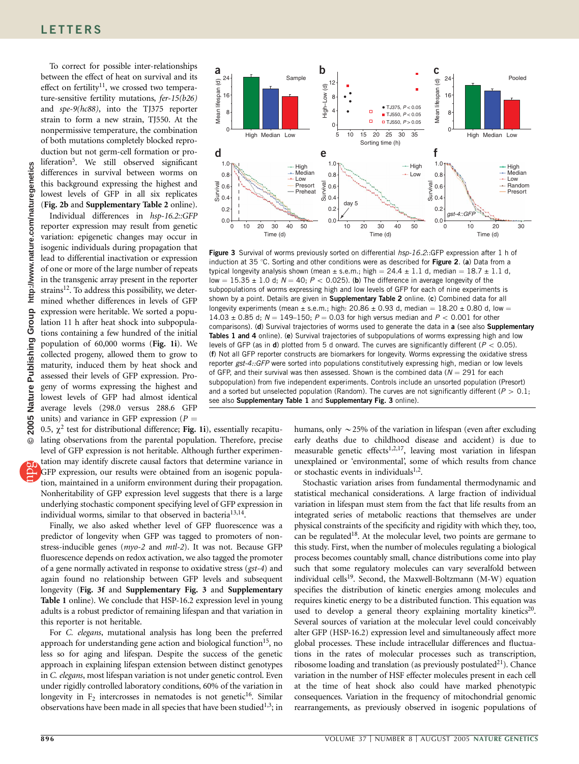To correct for possible inter-relationships between the effect of heat on survival and its effect on fertility[11], we crossed two temperature-sensitive fertility mutations, *fer-15(b26)* and *spe-9(hc88)*, into the TJ375 reporter strain to form a new strain, TJ550. At the nonpermissive temperature, the combination of both mutations completely blocked reproduction but not germ-cell formation or proliferation[5]. We still observed significant differences in survival between worms on this background expressing the highest and lowest levels of GFP in all six replicates (**Fig. 2b** and **Supplementary Table 2** online).

Individual differences in *hsp-16.2::GFP* reporter expression may result from genetic variation: epigenetic changes may occur in isogenic individuals during propagation that lead to differential inactivation or expression of one or more of the large number of repeats in the transgenic array present in the reporter strains[12]. To address this possibility, we determined whether differences in levels of GFP expression were heritable. We sorted a population 11 h after heat shock into subpopulations containing a few hundred of the initial population of 60,000 worms (**Fig. 1i**). We collected progeny, allowed them to grow to maturity, induced them by heat shock and assessed their levels of GFP expression. Progeny of worms expressing the highest and lowest levels of GFP had almost identical average levels (298.0 versus 288.6 GFP units) and variance in GFP expression ($P$ = 0.5, $\chi^2$ test for distributional difference; **Fig. 1i**), essentially recapitulating observations from the parental population. Therefore, precise level of GFP expression is not heritable. Although further experimentation may identify discrete causal factors that determine variance in GFP expression, our results were obtained from an isogenic population, maintained in a uniform environment during their propagation. Nonheritability of GFP expression level suggests that there is a large underlying stochastic component specifying level of GFP expression in individual worms, similar to that observed in bacteria[13,14].

Finally, we also asked whether level of GFP fluorescence was a predictor of longevity when GFP was tagged to promoters of non-stress-inducible genes (*myo-2* and *mtl-2*). It was not. Because GFP fluorescence depends on redox activation, we also tagged the promoter of a gene normally activated in response to oxidative stress (*gst-4*) and again found no relationship between GFP levels and subsequent longevity (**Fig. 3f** and **Supplementary Fig. 3** and **Supplementary Table 1** online). We conclude that HSP-16.2 expression level in young adults is a robust predictor of remaining lifespan and that variation in this reporter is not heritable.

For *C. elegans*, mutational analysis has long been the preferred approach for understanding gene action and biological function[15], no less so for aging and lifespan. Despite the success of the genetic approach in explaining lifespan extension between distinct genotypes in *C. elegans*, most lifespan variation is not under genetic control. Even under rigidly controlled laboratory conditions, 60% of the variation in longevity in $F_2$ intercrosses in nematodes is not genetic[16]. Similar observations have been made in all species that have been studied[1,3]; in humans, only ~25% of the variation in lifespan (even after excluding early deaths due to childhood disease and accident) is due to measurable genetic effects[1,2,17], leaving most variation in lifespan unexplained or 'environmental', some of which results from chance or stochastic events in individuals[1,2].

Stochastic variation arises from fundamental thermodynamic and statistical mechanical considerations. A large fraction of individual variation in lifespan must stem from the fact that life results from an integrated series of metabolic reactions that themselves are under physical constraints of the specificity and rigidity with which they, too, can be regulated[18]. At the molecular level, two points are germane to this study. First, when the number of molecules regulating a biological process becomes countably small, chance distributions come into play such that some regulatory molecules can vary severalfold between individual cells[19]. Second, the Maxwell-Boltzmann (M-W) equation specifies the distribution of kinetic energies among molecules and requires kinetic energy to be a distributed function. This equation was used to develop a general theory explaining mortality kinetics[20]. Several sources of variation at the molecular level could conceivably alter GFP (HSP-16.2) expression level and simultaneously affect more global processes. These include intracellular differences and fluctuations in the rates of molecular processes such as transcription, ribosome loading and translation (as previously postulated[21]). Chance variation in the number of HSF effecter molecules present in each cell at the time of heat shock also could have marked phenotypic consequences. Variation in the frequency of mitochondrial genomic rearrangements, as previously observed in isogenic populations of

**Figure 3** Survival of worms previously sorted on differential *hsp-16.2*::GFP expression after 1 h of induction at 35 °C. Sorting and other conditions were as described for **Figure 2**. (**a**) Data from a typical longevity analysis shown (mean ± s.e.m.; high = 24.4 ± 1.1 d, median = 18.7 ± 1.1 d, low = 15.35 ± 1.0 d; $N$ = 40; $P$ < 0.025). (**b**) The difference in average longevity of the subpopulations of worms expressing high and low levels of GFP for each of nine experiments is shown by a point. Details are given in **Supplementary Table 2** online. (**c**) Combined data for all longevity experiments (mean ± s.e.m.; high: 20.86 ± 0.93 d, median = 18.20 ± 0.80 d, low = 14.03 ± 0.85 d; $N$ = 149–150; $P$ = 0.03 for high versus median and $P$ < 0.001 for other comparisons). (**d**) Survival trajectories of worms used to generate the data in **a** (see also **Supplementary Tables 1 and 4** online). (**e**) Survival trajectories of subpopulations of worms expressing high and low levels of GFP (as in **d**) plotted from 5 d onward. The curves are significantly different ($P$ < 0.05). (**f**) Not all GFP reporter constructs are biomarkers for longevity. Worms expressing the oxidative stress reporter *gst-4::GFP* were sorted into populations constitutively expressing high, median or low levels of GFP, and their survival was then assessed. Shown is the combined data ($N$ = 291 for each subpopulation) from five independent experiments. Controls include an unsorted population (Presort) and a sorted but unselected population (Random). The curves are not significantly different ($P$ > 0.1; see also **Supplementary Table 1** and **Supplementary Fig. 3** online).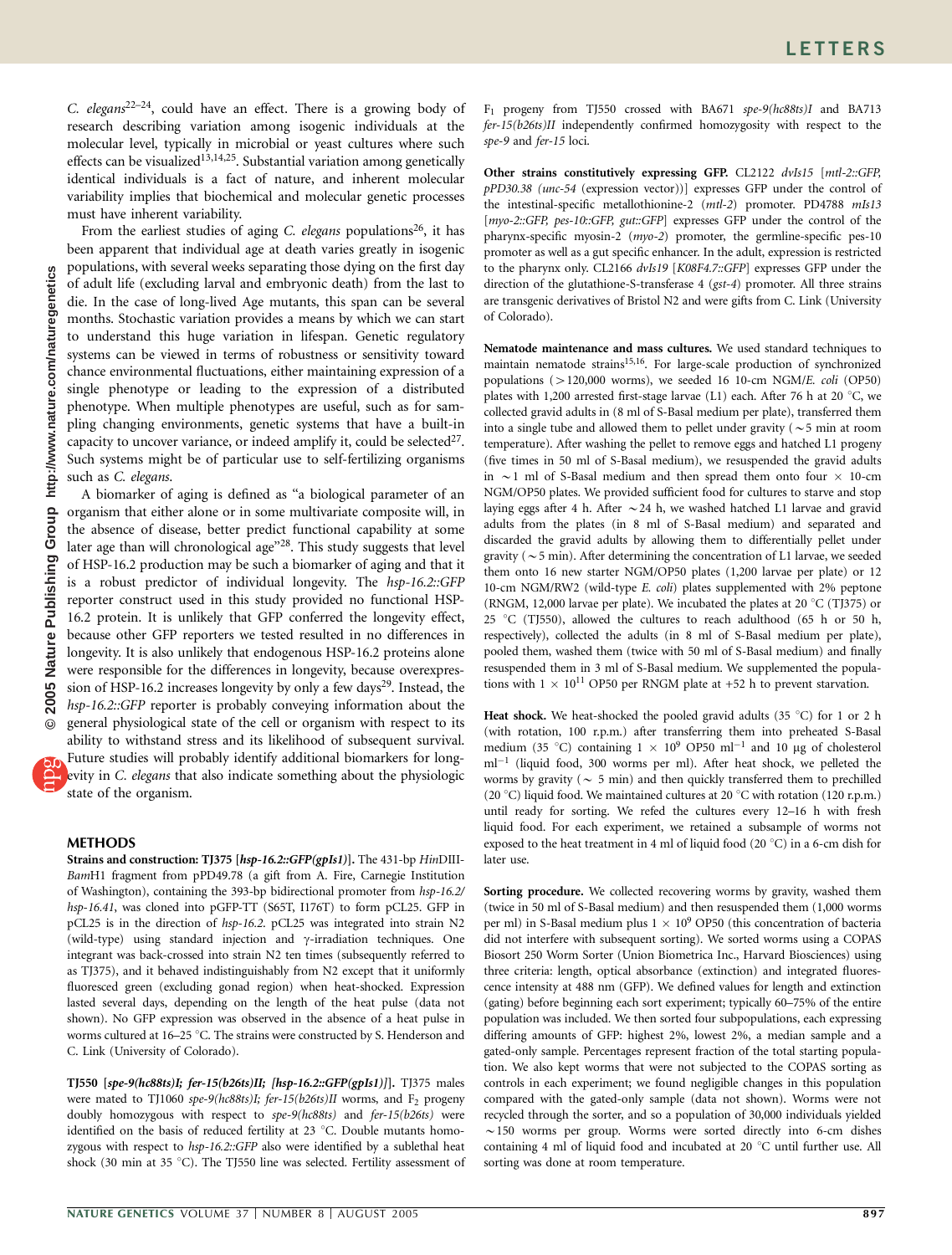*C. elegans*[22–24], could have an effect. There is a growing body of research describing variation among isogenic individuals at the molecular level, typically in microbial or yeast cultures where such effects can be visualized[13,14,25]. Substantial variation among genetically identical individuals is a fact of nature, and inherent molecular variability implies that biochemical and molecular genetic processes must have inherent variability.

From the earliest studies of aging *C. elegans* populations[26], it has been apparent that individual age at death varies greatly in isogenic populations, with several weeks separating those dying on the first day of adult life (excluding larval and embryonic death) from the last to die. In the case of long-lived Age mutants, this span can be several months. Stochastic variation provides a means by which we can start to understand this huge variation in lifespan. Genetic regulatory systems can be viewed in terms of robustness or sensitivity toward chance environmental fluctuations, either maintaining expression of a single phenotype or leading to the expression of a distributed phenotype. When multiple phenotypes are useful, such as for sampling changing environments, genetic systems that have a built-in capacity to uncover variance, or indeed amplify it, could be selected[27]. Such systems might be of particular use to self-fertilizing organisms such as *C. elegans*.

A biomarker of aging is defined as "a biological parameter of an organism that either alone or in some multivariate composite will, in the absence of disease, better predict functional capability at some later age than will chronological age"[28]. This study suggests that level of HSP-16.2 production may be such a biomarker of aging and that it is a robust predictor of individual longevity. The *hsp-16.2::GFP* reporter construct used in this study provided no functional HSP-16.2 protein. It is unlikely that GFP conferred the longevity effect, because other GFP reporters we tested resulted in no differences in longevity. It is also unlikely that endogenous HSP-16.2 proteins alone were responsible for the differences in longevity, because overexpression of HSP-16.2 increases longevity by only a few days[29]. Instead, the *hsp-16.2::GFP* reporter is probably conveying information about the general physiological state of the cell or organism with respect to its ability to withstand stress and its likelihood of subsequent survival. Future studies will probably identify additional biomarkers for longevity in *C. elegans* that also indicate something about the physiologic state of the organism.

## METHODS

**Strains and construction: TJ375 [*hsp-16.2::GFP(gpIs1)*].** The 431-bp *Hin*DIII-*Bam*H1 fragment from pPD49.78 (a gift from A. Fire, Carnegie Institution of Washington), containing the 393-bp bidirectional promoter from *hsp-16.2/hsp-16.41*, was cloned into pGFP-TT (S65T, I176T) to form pCL25. GFP in pCL25 is in the direction of *hsp-16.2*. pCL25 was integrated into strain N2 (wild-type) using standard injection and γ-irradiation techniques. One integrant was back-crossed into strain N2 ten times (subsequently referred to as TJ375), and it behaved indistinguishably from N2 except that it uniformly fluoresced green (excluding gonad region) when heat-shocked. Expression lasted several days, depending on the length of the heat pulse (data not shown). No GFP expression was observed in the absence of a heat pulse in worms cultured at 16–25 °C. The strains were constructed by S. Henderson and C. Link (University of Colorado).

**TJ550 [*spe-9(hc88ts)I; fer-15(b26ts)II; [hsp-16.2::GFP(gpIs1)]*].** TJ375 males were mated to TJ1060 *spe-9(hc88ts)I; fer-15(b26ts)II* worms, and $F_2$ progeny doubly homozygous with respect to *spe-9(hc88ts)* and *fer-15(b26ts)* were identified on the basis of reduced fertility at 23 °C. Double mutants homozygous with respect to *hsp-16.2::GFP* also were identified by a sublethal heat shock (30 min at 35 °C). The TJ550 line was selected. Fertility assessment of $F_1$ progeny from TJ550 crossed with BA671 *spe-9(hc88ts)I* and BA713 *fer-15(b26ts)II* independently confirmed homozygosity with respect to the *spe-9* and *fer-15* loci.

**Other strains constitutively expressing GFP.** CL2122 *dvIs15* [*mtl-2::GFP, pPD30.38 (unc-54* (expression vector))] expresses GFP under the control of the intestinal-specific metallothionine-2 (*mtl-2*) promoter. PD4788 *mIs13* [*myo-2::GFP, pes-10::GFP, gut::GFP*] expresses GFP under the control of the pharynx-specific myosin-2 (*myo-2*) promoter, the germline-specific pes-10 promoter as well as a gut specific enhancer. In the adult, expression is restricted to the pharynx only. CL2166 *dvIs19* [*K08F4.7::GFP*] expresses GFP under the direction of the glutathione-S-transferase 4 (*gst-4*) promoter. All three strains are transgenic derivatives of Bristol N2 and were gifts from C. Link (University of Colorado).

**Nematode maintenance and mass cultures.** We used standard techniques to maintain nematode strains[15,16]. For large-scale production of synchronized populations (>120,000 worms), we seeded 16 10-cm NGM/*E. coli* (OP50) plates with 1,200 arrested first-stage larvae (L1) each. After 76 h at 20 °C, we collected gravid adults in (8 ml of S-Basal medium per plate), transferred them into a single tube and allowed them to pellet under gravity (~5 min at room temperature). After washing the pellet to remove eggs and hatched L1 progeny (five times in 50 ml of S-Basal medium), we resuspended the gravid adults in ~1 ml of S-Basal medium and then spread them onto four × 10-cm NGM/OP50 plates. We provided sufficient food for cultures to starve and stop laying eggs after 4 h. After ~24 h, we washed hatched L1 larvae and gravid adults from the plates (in 8 ml of S-Basal medium) and separated and discarded the gravid adults by allowing them to differentially pellet under gravity (~5 min). After determining the concentration of L1 larvae, we seeded them onto 16 new starter NGM/OP50 plates (1,200 larvae per plate) or 12 10-cm NGM/RW2 (wild-type *E. coli*) plates supplemented with 2% peptone (RNGM, 12,000 larvae per plate). We incubated the plates at 20 °C (TJ375) or 25 °C (TJ550), allowed the cultures to reach adulthood (65 h or 50 h, respectively), collected the adults (in 8 ml of S-Basal medium per plate), pooled them, washed them (twice with 50 ml of S-Basal medium) and finally resuspended them in 3 ml of S-Basal medium. We supplemented the populations with $1 \times 10^{11}$ OP50 per RNGM plate at +52 h to prevent starvation.

**Heat shock.** We heat-shocked the pooled gravid adults (35 °C) for 1 or 2 h (with rotation, 100 r.p.m.) after transferring them into preheated S-Basal medium (35 °C) containing $1 \times 10^9$ OP50 ml$^{-1}$ and 10 µg of cholesterol ml$^{-1}$ (liquid food, 300 worms per ml). After heat shock, we pelleted the worms by gravity (~ 5 min) and then quickly transferred them to prechilled (20 °C) liquid food. We maintained cultures at 20 °C with rotation (120 r.p.m.) until ready for sorting. We refed the cultures every 12–16 h with fresh liquid food. For each experiment, we retained a subsample of worms not exposed to the heat treatment in 4 ml of liquid food (20 °C) in a 6-cm dish for later use.

**Sorting procedure.** We collected recovering worms by gravity, washed them (twice in 50 ml of S-Basal medium) and then resuspended them (1,000 worms per ml) in S-Basal medium plus $1 \times 10^9$ OP50 (this concentration of bacteria did not interfere with subsequent sorting). We sorted worms using a COPAS Biosort 250 Worm Sorter (Union Biometrica Inc., Harvard Biosciences) using three criteria: length, optical absorbance (extinction) and integrated fluorescence intensity at 488 nm (GFP). We defined values for length and extinction (gating) before beginning each sort experiment; typically 60–75% of the entire population was included. We then sorted four subpopulations, each expressing differing amounts of GFP: highest 2%, lowest 2%, a median sample and a gated-only sample. Percentages represent fraction of the total starting population. We also kept worms that were not subjected to the COPAS sorting as controls in each experiment; we found negligible changes in this population compared with the gated-only sample (data not shown). Worms were not recycled through the sorter, and so a population of 30,000 individuals yielded ~150 worms per group. Worms were sorted directly into 6-cm dishes containing 4 ml of liquid food and incubated at 20 °C until further use. All sorting was done at room temperature.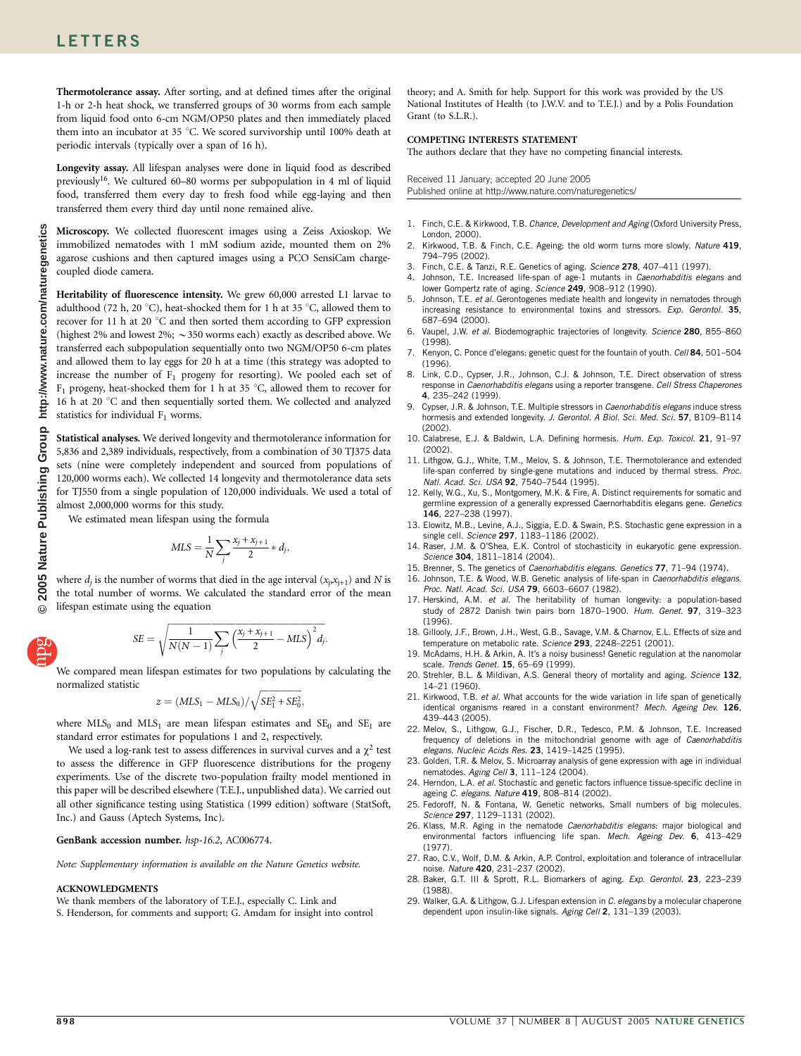**Thermotolerance assay.** After sorting, and at defined times after the original 1-h or 2-h heat shock, we transferred groups of 30 worms from each sample from liquid food onto 6-cm NGM/OP50 plates and then immediately placed them into an incubator at 35 °C. We scored survivorship until 100% death at periodic intervals (typically over a span of 16 h).

**Longevity assay.** All lifespan analyses were done in liquid food as described previously[16]. We cultured 60–80 worms per subpopulation in 4 ml of liquid food, transferred them every day to fresh food while egg-laying and then transferred them every third day until none remained alive.

**Microscopy.** We collected fluorescent images using a Zeiss Axioskop. We immobilized nematodes with 1 mM sodium azide, mounted them on 2% agarose cushions and then captured images using a PCO SensiCam charge-coupled diode camera.

**Heritability of fluorescence intensity.** We grew 60,000 arrested L1 larvae to adulthood (72 h, 20 °C), heat-shocked them for 1 h at 35 °C, allowed them to recover for 11 h at 20 °C and then sorted them according to GFP expression (highest 2% and lowest 2%; ~350 worms each) exactly as described above. We transferred each subpopulation sequentially onto two NGM/OP50 6-cm plates and allowed them to lay eggs for 20 h at a time (this strategy was adopted to increase the number of $F_1$ progeny for resorting). We pooled each set of $F_1$ progeny, heat-shocked them for 1 h at 35 °C, allowed them to recover for 16 h at 20 °C and then sequentially sorted them. We collected and analyzed statistics for individual $F_1$ worms.

**Statistical analyses.** We derived longevity and thermotolerance information for 5,836 and 2,389 individuals, respectively, from a combination of 30 TJ375 data sets (nine were completely independent and sourced from populations of 120,000 worms each). We collected 14 longevity and thermotolerance data sets for TJ550 from a single population of 120,000 individuals. We used a total of almost 2,000,000 worms for this study.

We estimated mean lifespan using the formula

$$MLS = \frac{1}{N}\sum_j \frac{x_j + x_{j+1}}{2} * d_j,$$

where $d_j$ is the number of worms that died in the age interval $(x_j,x_{j+1})$ and $N$ is the total number of worms. We calculated the standard error of the mean lifespan estimate using the equation

$$SE = \sqrt{\frac{1}{N(N-1)}\sum_j \left(\frac{x_j + x_{j+1}}{2} - MLS\right)^2 d_j}.$$

We compared mean lifespan estimates for two populations by calculating the normalized statistic

$$z = (MLS_1 - MLS_0)/\sqrt{SE_1^2 + SE_0^2},$$

where $MLS_0$ and $MLS_1$ are mean lifespan estimates and $SE_0$ and $SE_1$ are standard error estimates for populations 1 and 2, respectively.

We used a log-rank test to assess differences in survival curves and a $\chi^2$ test to assess the difference in GFP fluorescence distributions for the progeny experiments. Use of the discrete two-population frailty model mentioned in this paper will be described elsewhere (T.E.J., unpublished data). We carried out all other significance testing using Statistica (1999 edition) software (StatSoft, Inc.) and Gauss (Aptech Systems, Inc).

**GenBank accession number.** *hsp-16.2*, AC006774.

*Note: Supplementary information is available on the Nature Genetics website.*

**ACKNOWLEDGMENTS**

We thank members of the laboratory of T.E.J., especially C. Link and S. Henderson, for comments and support; G. Amdam for insight into control theory; and A. Smith for help. Support for this work was provided by the US National Institutes of Health (to J.W.V. and to T.E.J.) and by a Polis Foundation Grant (to S.L.R.).

**COMPETING INTERESTS STATEMENT**

The authors declare that they have no competing financial interests.

Received 11 January; accepted 20 June 2005
Published online at http://www.nature.com/naturegenetics/

1. Finch, C.E. & Kirkwood, T.B. *Chance, Development and Aging* (Oxford University Press, London, 2000).
2. Kirkwood, T.B. & Finch, C.E. Ageing: the old worm turns more slowly. *Nature* **419**, 794–795 (2002).
3. Finch, C.E. & Tanzi, R.E. Genetics of aging. *Science* **278**, 407–411 (1997).
4. Johnson, T.E. Increased life-span of age-1 mutants in *Caenorhabditis elegans* and lower Gompertz rate of aging. *Science* **249**, 908–912 (1990).
5. Johnson, T.E. *et al.* Gerontogenes mediate health and longevity in nematodes through increasing resistance to environmental toxins and stressors. *Exp. Gerontol.* **35**, 687–694 (2000).
6. Vaupel, J.W. *et al.* Biodemographic trajectories of longevity. *Science* **280**, 855–860 (1998).
7. Kenyon, C. Ponce d'elegans: genetic quest for the fountain of youth. *Cell* **84**, 501–504 (1996).
8. Link, C.D., Cypser, J.R., Johnson, C.J. & Johnson, T.E. Direct observation of stress response in *Caenorhabditis elegans* using a reporter transgene. *Cell Stress Chaperones* **4**, 235–242 (1999).
9. Cypser, J.R. & Johnson, T.E. Multiple stressors in *Caenorhabditis elegans* induce stress hormesis and extended longevity. *J. Gerontol. A Biol. Sci. Med. Sci.* **57**, B109–B114 (2002).
10. Calabrese, E.J. & Baldwin, L.A. Defining hormesis. *Hum. Exp. Toxicol.* **21**, 91–97 (2002).
11. Lithgow, G.J., White, T.M., Melov, S. & Johnson, T.E. Thermotolerance and extended life-span conferred by single-gene mutations and induced by thermal stress. *Proc. Natl. Acad. Sci. USA* **92**, 7540–7544 (1995).
12. Kelly, W.G., Xu, S., Montgomery, M.K. & Fire, A. Distinct requirements for somatic and germline expression of a generally expressed Caernorhabditis elegans gene. *Genetics* **146**, 227–238 (1997).
13. Elowitz, M.B., Levine, A.J., Siggia, E.D. & Swain, P.S. Stochastic gene expression in a single cell. *Science* **297**, 1183–1186 (2002).
14. Raser, J.M. & O'Shea, E.K. Control of stochasticity in eukaryotic gene expression. *Science* **304**, 1811–1814 (2004).
15. Brenner, S. The genetics of *Caenorhabditis elegans*. *Genetics* **77**, 71–94 (1974).
16. Johnson, T.E. & Wood, W.B. Genetic analysis of life-span in *Caenorhabditis elegans*. *Proc. Natl. Acad. Sci. USA* **79**, 6603–6607 (1982).
17. Herskind, A.M. *et al.* The heritability of human longevity: a population-based study of 2872 Danish twin pairs born 1870–1900. *Hum. Genet.* **97**, 319–323 (1996).
18. Gillooly, J.F., Brown, J.H., West, G.B., Savage, V.M. & Charnov, E.L. Effects of size and temperature on metabolic rate. *Science* **293**, 2248–2251 (2001).
19. McAdams, H.H. & Arkin, A. It's a noisy business! Genetic regulation at the nanomolar scale. *Trends Genet.* **15**, 65–69 (1999).
20. Strehler, B.L. & Mildivan, A.S. General theory of mortality and aging. *Science* **132**, 14–21 (1960).
21. Kirkwood, T.B. *et al.* What accounts for the wide variation in life span of genetically identical organisms reared in a constant environment? *Mech. Ageing Dev.* **126**, 439–443 (2005).
22. Melov, S., Lithgow, G.J., Fischer, D.R., Tedesco, P.M. & Johnson, T.E. Increased frequency of deletions in the mitochondrial genome with age of *Caenorhabditis elegans*. *Nucleic Acids Res.* **23**, 1419–1425 (1995).
23. Golden, T.R. & Melov, S. Microarray analysis of gene expression with age in individual nematodes. *Aging Cell* **3**, 111–124 (2004).
24. Herndon, L.A. *et al.* Stochastic and genetic factors influence tissue-specific decline in ageing *C. elegans*. *Nature* **419**, 808–814 (2002).
25. Fedoroff, N. & Fontana, W. Genetic networks. Small numbers of big molecules. *Science* **297**, 1129–1131 (2002).
26. Klass, M.R. Aging in the nematode *Caenorhabditis elegans*: major biological and environmental factors influencing life span. *Mech. Ageing Dev.* **6**, 413–429 (1977).
27. Rao, C.V., Wolf, D.M. & Arkin, A.P. Control, exploitation and tolerance of intracellular noise. *Nature* **420**, 231–237 (2002).
28. Baker, G.T. III & Sprott, R.L. Biomarkers of aging. *Exp. Gerontol.* **23**, 223–239 (1988).
29. Walker, G.A. & Lithgow, G.J. Lifespan extension in *C. elegans* by a molecular chaperone dependent upon insulin-like signals. *Aging Cell* **2**, 131–139 (2003).